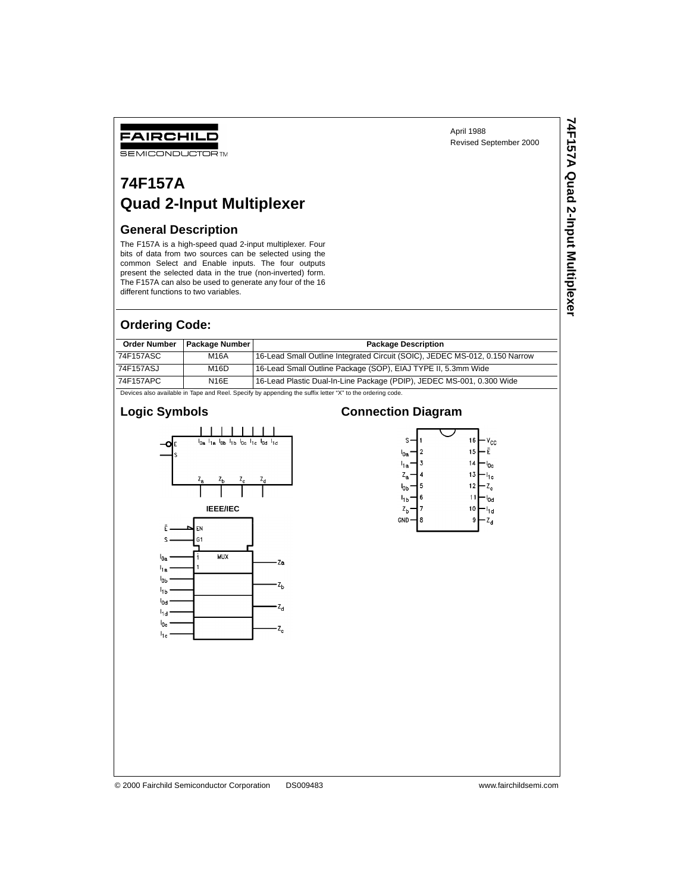FAIRCHILD

SEMICONDUCTOR™

April 1988
Revised September 2000

# 74F157A
# Quad 2-Input Multiplexer

## General Description

The F157A is a high-speed quad 2-input multiplexer. Four bits of data from two sources can be selected using the common Select and Enable inputs. The four outputs present the selected data in the true (non-inverted) form. The F157A can also be used to generate any four of the 16 different functions to two variables.

## Ordering Code:

| Order Number | Package Number | Package Description |
|---|---|---|
| 74F157ASC | M16A | 16-Lead Small Outline Integrated Circuit (SOIC), JEDEC MS-012, 0.150 Narrow |
| 74F157ASJ | M16D | 16-Lead Small Outline Package (SOP), EIAJ TYPE II, 5.3mm Wide |
| 74F157APC | N16E | 16-Lead Plastic Dual-In-Line Package (PDIP), JEDEC MS-001, 0.300 Wide |

Devices also available in Tape and Reel. Specify by appending the suffix letter "X" to the ordering code.

## Logic Symbols

IEEE/IEC

## Connection Diagram

© 2000 Fairchild Semiconductor Corporation DS009483 www.fairchildsemi.com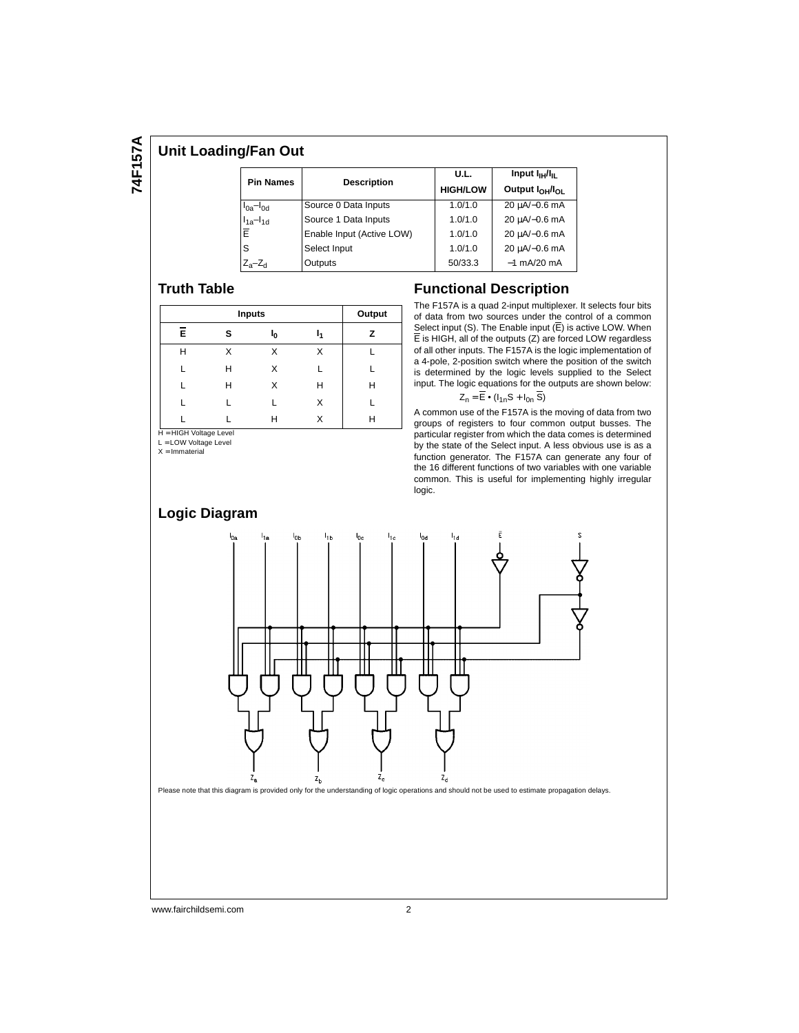## Unit Loading/Fan Out

| Pin Names | Description | U.L. HIGH/LOW | Input $I_{IH}/I_{IL}$ Output $I_{OH}/I_{OL}$ |
|---|---|---|---|
| $I_{0a}$–$I_{0d}$ | Source 0 Data Inputs | 1.0/1.0 | 20 µA/−0.6 mA |
| $I_{1a}$–$I_{1d}$ | Source 1 Data Inputs | 1.0/1.0 | 20 µA/−0.6 mA |
| $\overline{E}$ | Enable Input (Active LOW) | 1.0/1.0 | 20 µA/−0.6 mA |
| S | Select Input | 1.0/1.0 | 20 µA/−0.6 mA |
| $Z_a$–$Z_d$ | Outputs | 50/33.3 | −1 mA/20 mA |

## Truth Table

| Inputs | | | | Output |
|---|---|---|---|---|
| $\overline{E}$ | S | $I_0$ | $I_1$ | Z |
| H | X | X | X | L |
| L | H | X | L | L |
| L | H | X | H | H |
| L | L | L | X | L |
| L | L | H | X | H |

H = HIGH Voltage Level
L = LOW Voltage Level
X = Immaterial

## Functional Description

The F157A is a quad 2-input multiplexer. It selects four bits of data from two sources under the control of a common Select input (S). The Enable input ($\overline{E}$) is active LOW. When $\overline{E}$ is HIGH, all of the outputs (Z) are forced LOW regardless of all other inputs. The F157A is the logic implementation of a 4-pole, 2-position switch where the position of the switch is determined by the logic levels supplied to the Select input. The logic equations for the outputs are shown below:

$$Z_n = \overline{E} \bullet (I_{1n}S + I_{0n}\,\overline{S})$$

A common use of the F157A is the moving of data from two groups of registers to four common output busses. The particular register from which the data comes is determined by the state of the Select input. A less obvious use is as a function generator. The F157A can generate any four of the 16 different functions of two variables with one variable common. This is useful for implementing highly irregular logic.

## Logic Diagram

Please note that this diagram is provided only for the understanding of logic operations and should not be used to estimate propagation delays.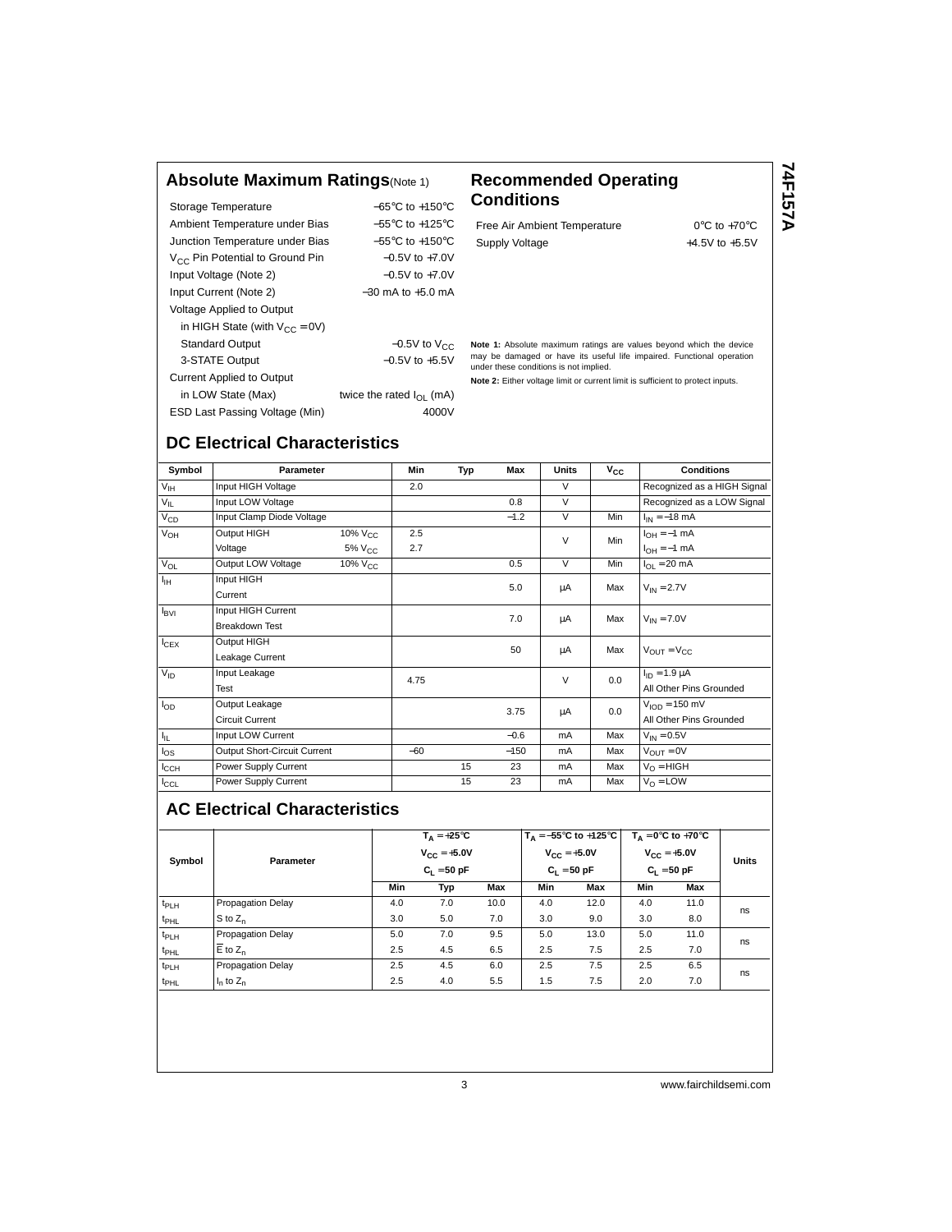## Absolute Maximum Ratings (Note 1)

| | |
|---|---|
| Storage Temperature | −65°C to +150°C |
| Ambient Temperature under Bias | −55°C to +125°C |
| Junction Temperature under Bias | −55°C to +150°C |
| $V_{CC}$ Pin Potential to Ground Pin | −0.5V to +7.0V |
| Input Voltage (Note 2) | −0.5V to +7.0V |
| Input Current (Note 2) | −30 mA to +5.0 mA |
| Voltage Applied to Output | |
| in HIGH State (with $V_{CC}$ = 0V) | |
| Standard Output | −0.5V to $V_{CC}$ |
| 3-STATE Output | −0.5V to +5.5V |
| Current Applied to Output | |
| in LOW State (Max) | twice the rated $I_{OL}$ (mA) |
| ESD Last Passing Voltage (Min) | 4000V |

## Recommended Operating Conditions

| | |
|---|---|
| Free Air Ambient Temperature | 0°C to +70°C |
| Supply Voltage | +4.5V to +5.5V |

**Note 1:** Absolute maximum ratings are values beyond which the device may be damaged or have its useful life impaired. Functional operation under these conditions is not implied.

**Note 2:** Either voltage limit or current limit is sufficient to protect inputs.

## DC Electrical Characteristics

| Symbol | Parameter | | Min | Typ | Max | Units | $V_{CC}$ | Conditions |
|---|---|---|---|---|---|---|---|---|
| $V_{IH}$ | Input HIGH Voltage | | 2.0 | | | V | | Recognized as a HIGH Signal |
| $V_{IL}$ | Input LOW Voltage | | | | 0.8 | V | | Recognized as a LOW Signal |
| $V_{CD}$ | Input Clamp Diode Voltage | | | | −1.2 | V | Min | $I_{IN}$ = −18 mA |
| $V_{OH}$ | Output HIGH Voltage | 10% $V_{CC}$ | 2.5 | | | V | Min | $I_{OH}$ = −1 mA |
| | | 5% $V_{CC}$ | 2.7 | | | | | $I_{OH}$ = −1 mA |
| $V_{OL}$ | Output LOW Voltage | 10% $V_{CC}$ | | | 0.5 | V | Min | $I_{OL}$ = 20 mA |
| $I_{IH}$ | Input HIGH Current | | | | 5.0 | µA | Max | $V_{IN}$ = 2.7V |
| $I_{BVI}$ | Input HIGH Current Breakdown Test | | | | 7.0 | µA | Max | $V_{IN}$ = 7.0V |
| $I_{CEX}$ | Output HIGH Leakage Current | | | | 50 | µA | Max | $V_{OUT}$ = $V_{CC}$ |
| $V_{ID}$ | Input Leakage Test | | 4.75 | | | V | 0.0 | $I_{ID}$ = 1.9 µA All Other Pins Grounded |
| $I_{OD}$ | Output Leakage Circuit Current | | | | 3.75 | µA | 0.0 | $V_{IOD}$ = 150 mV All Other Pins Grounded |
| $I_{IL}$ | Input LOW Current | | | | −0.6 | mA | Max | $V_{IN}$ = 0.5V |
| $I_{OS}$ | Output Short-Circuit Current | | −60 | | −150 | mA | Max | $V_{OUT}$ = 0V |
| $I_{CCH}$ | Power Supply Current | | | 15 | 23 | mA | Max | $V_O$ = HIGH |
| $I_{CCL}$ | Power Supply Current | | | 15 | 23 | mA | Max | $V_O$ = LOW |

## AC Electrical Characteristics

| Symbol | Parameter | $T_A$ = +25°C, $V_{CC}$ = +5.0V, $C_L$ = 50 pF | | | $T_A$ = −55°C to +125°C, $V_{CC}$ = +5.0V, $C_L$ = 50 pF | | $T_A$ = 0°C to +70°C, $V_{CC}$ = +5.0V, $C_L$ = 50 pF | | Units |
|---|---|---|---|---|---|---|---|---|---|
| | | Min | Typ | Max | Min | Max | Min | Max | |
| $t_{PLH}$ | Propagation Delay | 4.0 | 7.0 | 10.0 | 4.0 | 12.0 | 4.0 | 11.0 | ns |
| $t_{PHL}$ | S to $Z_n$ | 3.0 | 5.0 | 7.0 | 3.0 | 9.0 | 3.0 | 8.0 | |
| $t_{PLH}$ | Propagation Delay | 5.0 | 7.0 | 9.5 | 5.0 | 13.0 | 5.0 | 11.0 | ns |
| $t_{PHL}$ | $\overline{E}$ to $Z_n$ | 2.5 | 4.5 | 6.5 | 2.5 | 7.5 | 2.5 | 7.0 | |
| $t_{PLH}$ | Propagation Delay | 2.5 | 4.5 | 6.0 | 2.5 | 7.5 | 2.5 | 6.5 | ns |
| $t_{PHL}$ | $I_n$ to $Z_n$ | 2.5 | 4.0 | 5.5 | 1.5 | 7.5 | 2.0 | 7.0 | |